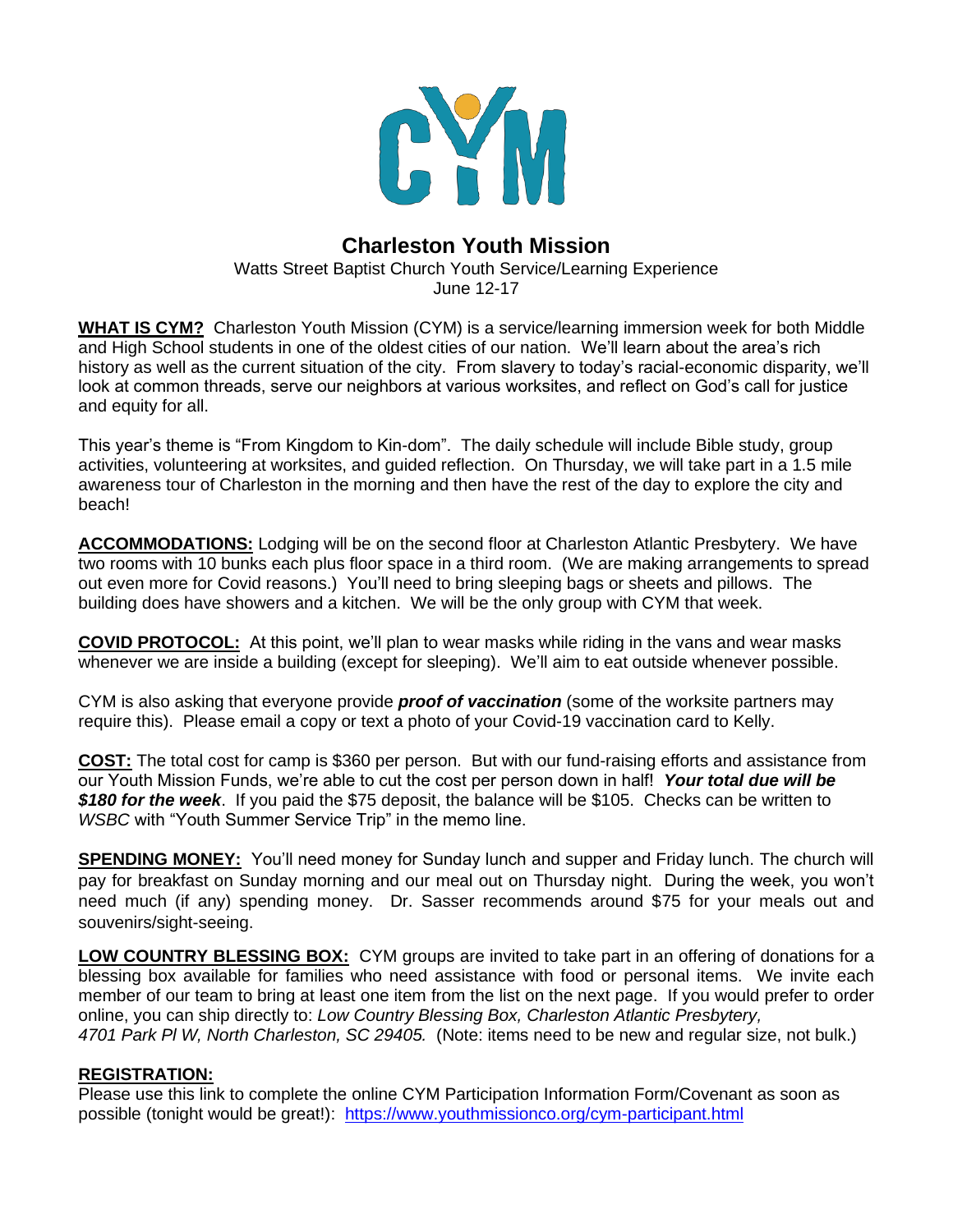CYM

# Charleston Youth Mission

Watts Street Baptist Church Youth Service/Learning Experience
June 12-17

**WHAT IS CYM?** Charleston Youth Mission (CYM) is a service/learning immersion week for both Middle and High School students in one of the oldest cities of our nation. We'll learn about the area's rich history as well as the current situation of the city. From slavery to today's racial-economic disparity, we'll look at common threads, serve our neighbors at various worksites, and reflect on God's call for justice and equity for all.

This year's theme is "From Kingdom to Kin-dom". The daily schedule will include Bible study, group activities, volunteering at worksites, and guided reflection. On Thursday, we will take part in a 1.5 mile awareness tour of Charleston in the morning and then have the rest of the day to explore the city and beach!

**ACCOMMODATIONS:** Lodging will be on the second floor at Charleston Atlantic Presbytery. We have two rooms with 10 bunks each plus floor space in a third room. (We are making arrangements to spread out even more for Covid reasons.) You'll need to bring sleeping bags or sheets and pillows. The building does have showers and a kitchen. We will be the only group with CYM that week.

**COVID PROTOCOL:** At this point, we'll plan to wear masks while riding in the vans and wear masks whenever we are inside a building (except for sleeping). We'll aim to eat outside whenever possible.

CYM is also asking that everyone provide ***proof of vaccination*** (some of the worksite partners may require this). Please email a copy or text a photo of your Covid-19 vaccination card to Kelly.

**COST:** The total cost for camp is $360 per person. But with our fund-raising efforts and assistance from our Youth Mission Funds, we're able to cut the cost per person down in half! ***Your total due will be $180 for the week***. If you paid the $75 deposit, the balance will be $105. Checks can be written to *WSBC* with "Youth Summer Service Trip" in the memo line.

**SPENDING MONEY:** You'll need money for Sunday lunch and supper and Friday lunch. The church will pay for breakfast on Sunday morning and our meal out on Thursday night. During the week, you won't need much (if any) spending money. Dr. Sasser recommends around $75 for your meals out and souvenirs/sight-seeing.

**LOW COUNTRY BLESSING BOX:** CYM groups are invited to take part in an offering of donations for a blessing box available for families who need assistance with food or personal items. We invite each member of our team to bring at least one item from the list on the next page. If you would prefer to order online, you can ship directly to: *Low Country Blessing Box, Charleston Atlantic Presbytery, 4701 Park Pl W, North Charleston, SC 29405.* (Note: items need to be new and regular size, not bulk.)

**REGISTRATION:**
Please use this link to complete the online CYM Participation Information Form/Covenant as soon as possible (tonight would be great!): https://www.youthmissionco.org/cym-participant.html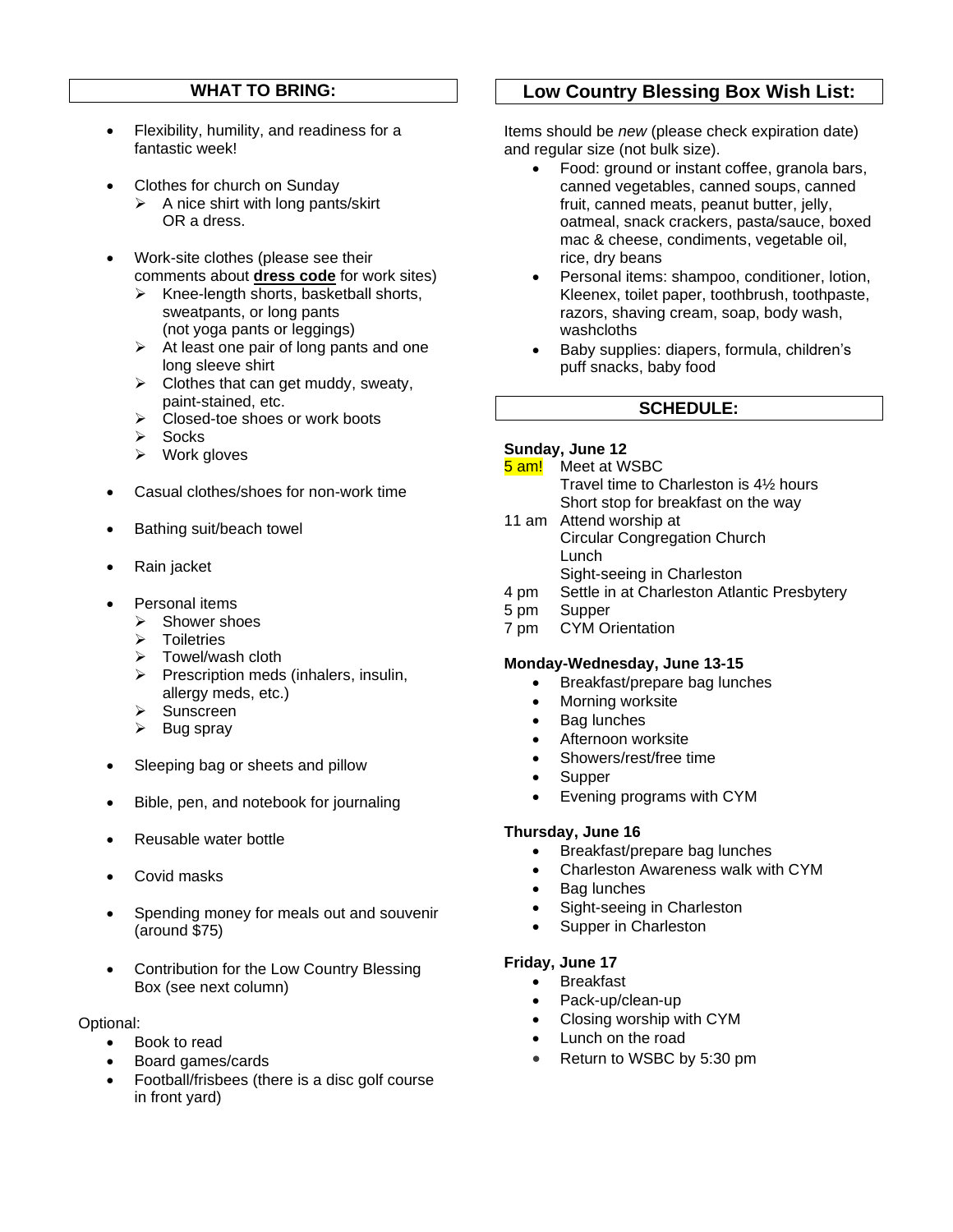## WHAT TO BRING:

- Flexibility, humility, and readiness for a fantastic week!
- Clothes for church on Sunday
  - A nice shirt with long pants/skirt OR a dress.
- Work-site clothes (please see their comments about **dress code** for work sites)
  - Knee-length shorts, basketball shorts, sweatpants, or long pants (not yoga pants or leggings)
  - At least one pair of long pants and one long sleeve shirt
  - Clothes that can get muddy, sweaty, paint-stained, etc.
  - Closed-toe shoes or work boots
  - Socks
  - Work gloves
- Casual clothes/shoes for non-work time
- Bathing suit/beach towel
- Rain jacket
- Personal items
  - Shower shoes
  - Toiletries
  - Towel/wash cloth
  - Prescription meds (inhalers, insulin, allergy meds, etc.)
  - Sunscreen
  - Bug spray
- Sleeping bag or sheets and pillow
- Bible, pen, and notebook for journaling
- Reusable water bottle
- Covid masks
- Spending money for meals out and souvenir (around $75)
- Contribution for the Low Country Blessing Box (see next column)

Optional:

- Book to read
- Board games/cards
- Football/frisbees (there is a disc golf course in front yard)

## Low Country Blessing Box Wish List:

Items should be *new* (please check expiration date) and regular size (not bulk size).

- Food: ground or instant coffee, granola bars, canned vegetables, canned soups, canned fruit, canned meats, peanut butter, jelly, oatmeal, snack crackers, pasta/sauce, boxed mac & cheese, condiments, vegetable oil, rice, dry beans
- Personal items: shampoo, conditioner, lotion, Kleenex, toilet paper, toothbrush, toothpaste, razors, shaving cream, soap, body wash, washcloths
- Baby supplies: diapers, formula, children's puff snacks, baby food

## SCHEDULE:

**Sunday, June 12**

5 am! Meet at WSBC
Travel time to Charleston is 4½ hours
Short stop for breakfast on the way

11 am Attend worship at Circular Congregation Church
Lunch
Sight-seeing in Charleston

4 pm Settle in at Charleston Atlantic Presbytery

5 pm Supper

7 pm CYM Orientation

**Monday-Wednesday, June 13-15**

- Breakfast/prepare bag lunches
- Morning worksite
- Bag lunches
- Afternoon worksite
- Showers/rest/free time
- Supper
- Evening programs with CYM

**Thursday, June 16**

- Breakfast/prepare bag lunches
- Charleston Awareness walk with CYM
- Bag lunches
- Sight-seeing in Charleston
- Supper in Charleston

**Friday, June 17**

- Breakfast
- Pack-up/clean-up
- Closing worship with CYM
- Lunch on the road
- Return to WSBC by 5:30 pm